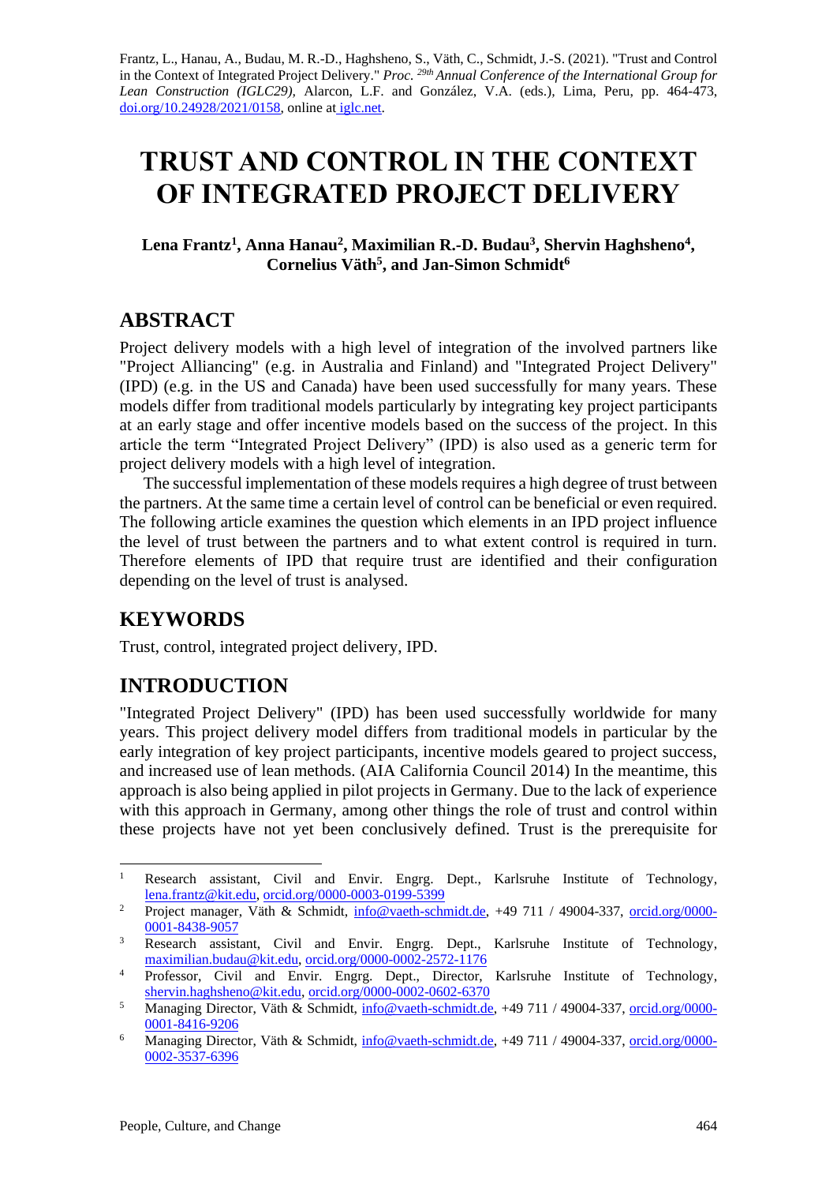Frantz, L., Hanau, A., Budau, M. R.-D., Haghsheno, S., Väth, C., Schmidt, J.-S. (2021). "Trust and Control in the Context of Integrated Project Delivery." *Proc. 29th Annual Conference of the International Group for Lean Construction (IGLC29),* Alarcon, L.F. and González, V.A. (eds.), Lima, Peru, pp. 464-473, doi.org/10.24928/2021/0158, online at iglc.net.

# TRUST AND CONTROL IN THE CONTEXT OF INTEGRATED PROJECT DELIVERY

**Lena Frantz[1], Anna Hanau[2], Maximilian R.-D. Budau[3], Shervin Haghsheno[4], Cornelius Väth[5], and Jan-Simon Schmidt[6]**

## ABSTRACT

Project delivery models with a high level of integration of the involved partners like "Project Alliancing" (e.g. in Australia and Finland) and "Integrated Project Delivery" (IPD) (e.g. in the US and Canada) have been used successfully for many years. These models differ from traditional models particularly by integrating key project participants at an early stage and offer incentive models based on the success of the project. In this article the term "Integrated Project Delivery" (IPD) is also used as a generic term for project delivery models with a high level of integration.

The successful implementation of these models requires a high degree of trust between the partners. At the same time a certain level of control can be beneficial or even required. The following article examines the question which elements in an IPD project influence the level of trust between the partners and to what extent control is required in turn. Therefore elements of IPD that require trust are identified and their configuration depending on the level of trust is analysed.

## KEYWORDS

Trust, control, integrated project delivery, IPD.

## INTRODUCTION

"Integrated Project Delivery" (IPD) has been used successfully worldwide for many years. This project delivery model differs from traditional models in particular by the early integration of key project participants, incentive models geared to project success, and increased use of lean methods. (AIA California Council 2014) In the meantime, this approach is also being applied in pilot projects in Germany. Due to the lack of experience with this approach in Germany, among other things the role of trust and control within these projects have not yet been conclusively defined. Trust is the prerequisite for

---

[1] Research assistant, Civil and Envir. Engrg. Dept., Karlsruhe Institute of Technology, lena.frantz@kit.edu, orcid.org/0000-0003-0199-5399

[2] Project manager, Väth & Schmidt, info@vaeth-schmidt.de, +49 711 / 49004-337, orcid.org/0000-0001-8438-9057

[3] Research assistant, Civil and Envir. Engrg. Dept., Karlsruhe Institute of Technology, maximilian.budau@kit.edu, orcid.org/0000-0002-2572-1176

[4] Professor, Civil and Envir. Engrg. Dept., Director, Karlsruhe Institute of Technology, shervin.haghsheno@kit.edu, orcid.org/0000-0002-0602-6370

[5] Managing Director, Väth & Schmidt, info@vaeth-schmidt.de, +49 711 / 49004-337, orcid.org/0000-0001-8416-9206

[6] Managing Director, Väth & Schmidt, info@vaeth-schmidt.de, +49 711 / 49004-337, orcid.org/0000-0002-3537-6396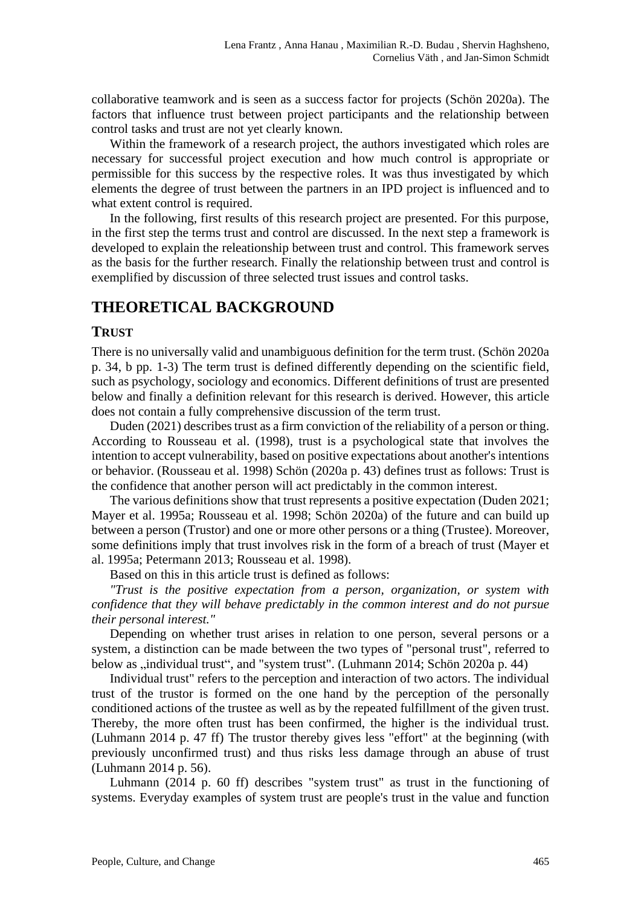collaborative teamwork and is seen as a success factor for projects (Schön 2020a). The factors that influence trust between project participants and the relationship between control tasks and trust are not yet clearly known.

Within the framework of a research project, the authors investigated which roles are necessary for successful project execution and how much control is appropriate or permissible for this success by the respective roles. It was thus investigated by which elements the degree of trust between the partners in an IPD project is influenced and to what extent control is required.

In the following, first results of this research project are presented. For this purpose, in the first step the terms trust and control are discussed. In the next step a framework is developed to explain the releationship between trust and control. This framework serves as the basis for the further research. Finally the relationship between trust and control is exemplified by discussion of three selected trust issues and control tasks.

# THEORETICAL BACKGROUND

## TRUST

There is no universally valid and unambiguous definition for the term trust. (Schön 2020a p. 34, b pp. 1-3) The term trust is defined differently depending on the scientific field, such as psychology, sociology and economics. Different definitions of trust are presented below and finally a definition relevant for this research is derived. However, this article does not contain a fully comprehensive discussion of the term trust.

Duden (2021) describes trust as a firm conviction of the reliability of a person or thing. According to Rousseau et al. (1998), trust is a psychological state that involves the intention to accept vulnerability, based on positive expectations about another's intentions or behavior. (Rousseau et al. 1998) Schön (2020a p. 43) defines trust as follows: Trust is the confidence that another person will act predictably in the common interest.

The various definitions show that trust represents a positive expectation (Duden 2021; Mayer et al. 1995a; Rousseau et al. 1998; Schön 2020a) of the future and can build up between a person (Trustor) and one or more other persons or a thing (Trustee). Moreover, some definitions imply that trust involves risk in the form of a breach of trust (Mayer et al. 1995a; Petermann 2013; Rousseau et al. 1998).

Based on this in this article trust is defined as follows:

*"Trust is the positive expectation from a person, organization, or system with confidence that they will behave predictably in the common interest and do not pursue their personal interest."*

Depending on whether trust arises in relation to one person, several persons or a system, a distinction can be made between the two types of "personal trust", referred to below as „individual trust“, and "system trust". (Luhmann 2014; Schön 2020a p. 44)

Individual trust" refers to the perception and interaction of two actors. The individual trust of the trustor is formed on the one hand by the perception of the personally conditioned actions of the trustee as well as by the repeated fulfillment of the given trust. Thereby, the more often trust has been confirmed, the higher is the individual trust. (Luhmann 2014 p. 47 ff) The trustor thereby gives less "effort" at the beginning (with previously unconfirmed trust) and thus risks less damage through an abuse of trust (Luhmann 2014 p. 56).

Luhmann (2014 p. 60 ff) describes "system trust" as trust in the functioning of systems. Everyday examples of system trust are people's trust in the value and function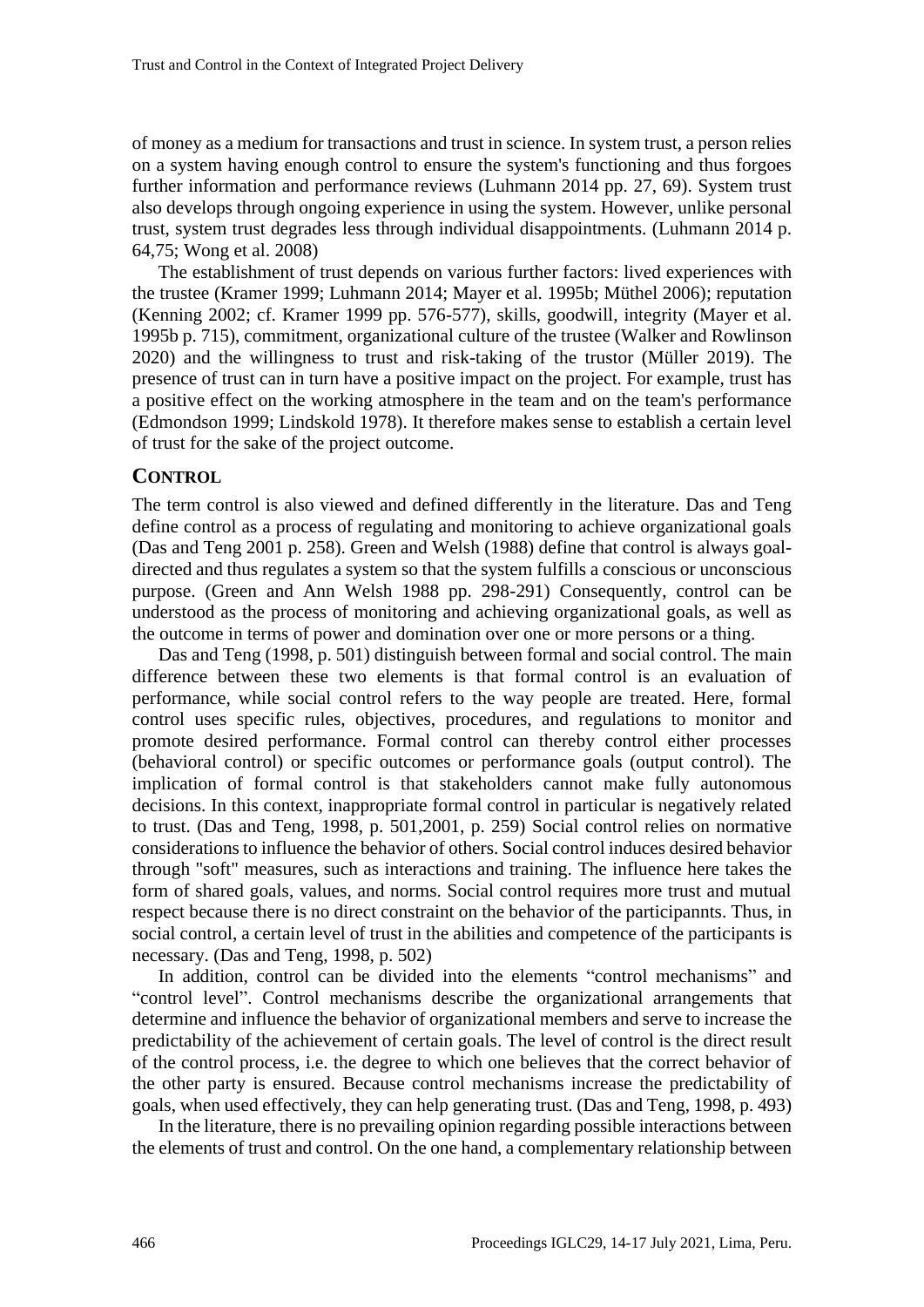of money as a medium for transactions and trust in science. In system trust, a person relies on a system having enough control to ensure the system's functioning and thus forgoes further information and performance reviews (Luhmann 2014 pp. 27, 69). System trust also develops through ongoing experience in using the system. However, unlike personal trust, system trust degrades less through individual disappointments. (Luhmann 2014 p. 64,75; Wong et al. 2008)

The establishment of trust depends on various further factors: lived experiences with the trustee (Kramer 1999; Luhmann 2014; Mayer et al. 1995b; Müthel 2006); reputation (Kenning 2002; cf. Kramer 1999 pp. 576-577), skills, goodwill, integrity (Mayer et al. 1995b p. 715), commitment, organizational culture of the trustee (Walker and Rowlinson 2020) and the willingness to trust and risk-taking of the trustor (Müller 2019). The presence of trust can in turn have a positive impact on the project. For example, trust has a positive effect on the working atmosphere in the team and on the team's performance (Edmondson 1999; Lindskold 1978). It therefore makes sense to establish a certain level of trust for the sake of the project outcome.

## CONTROL

The term control is also viewed and defined differently in the literature. Das and Teng define control as a process of regulating and monitoring to achieve organizational goals (Das and Teng 2001 p. 258). Green and Welsh (1988) define that control is always goal-directed and thus regulates a system so that the system fulfills a conscious or unconscious purpose. (Green and Ann Welsh 1988 pp. 298-291) Consequently, control can be understood as the process of monitoring and achieving organizational goals, as well as the outcome in terms of power and domination over one or more persons or a thing.

Das and Teng (1998, p. 501) distinguish between formal and social control. The main difference between these two elements is that formal control is an evaluation of performance, while social control refers to the way people are treated. Here, formal control uses specific rules, objectives, procedures, and regulations to monitor and promote desired performance. Formal control can thereby control either processes (behavioral control) or specific outcomes or performance goals (output control). The implication of formal control is that stakeholders cannot make fully autonomous decisions. In this context, inappropriate formal control in particular is negatively related to trust. (Das and Teng, 1998, p. 501,2001, p. 259) Social control relies on normative considerations to influence the behavior of others. Social control induces desired behavior through "soft" measures, such as interactions and training. The influence here takes the form of shared goals, values, and norms. Social control requires more trust and mutual respect because there is no direct constraint on the behavior of the participannts. Thus, in social control, a certain level of trust in the abilities and competence of the participants is necessary. (Das and Teng, 1998, p. 502)

In addition, control can be divided into the elements "control mechanisms" and "control level". Control mechanisms describe the organizational arrangements that determine and influence the behavior of organizational members and serve to increase the predictability of the achievement of certain goals. The level of control is the direct result of the control process, i.e. the degree to which one believes that the correct behavior of the other party is ensured. Because control mechanisms increase the predictability of goals, when used effectively, they can help generating trust. (Das and Teng, 1998, p. 493)

In the literature, there is no prevailing opinion regarding possible interactions between the elements of trust and control. On the one hand, a complementary relationship between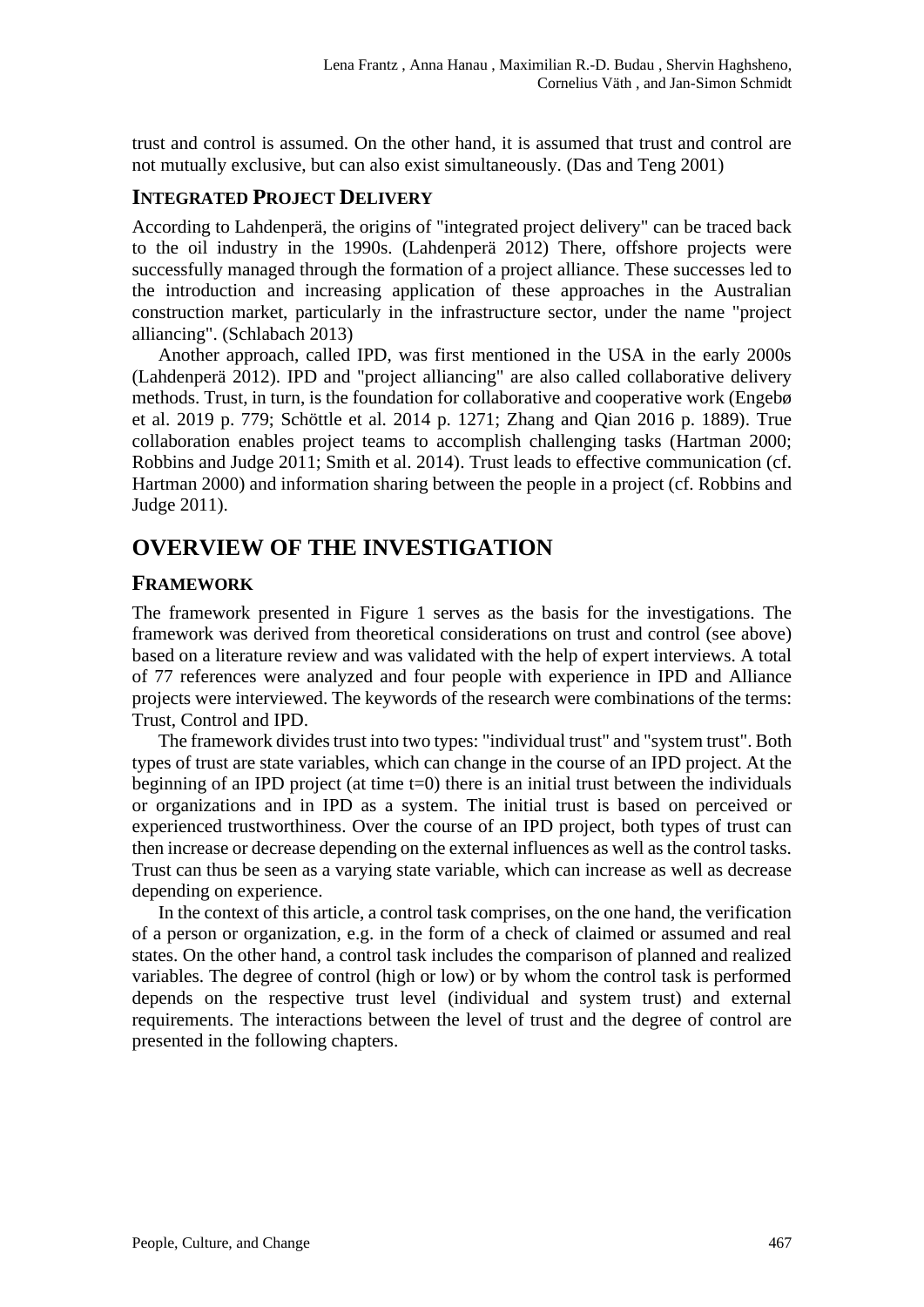trust and control is assumed. On the other hand, it is assumed that trust and control are not mutually exclusive, but can also exist simultaneously. (Das and Teng 2001)

### Integrated Project Delivery

According to Lahdenperä, the origins of "integrated project delivery" can be traced back to the oil industry in the 1990s. (Lahdenperä 2012) There, offshore projects were successfully managed through the formation of a project alliance. These successes led to the introduction and increasing application of these approaches in the Australian construction market, particularly in the infrastructure sector, under the name "project alliancing". (Schlabach 2013)

Another approach, called IPD, was first mentioned in the USA in the early 2000s (Lahdenperä 2012). IPD and "project alliancing" are also called collaborative delivery methods. Trust, in turn, is the foundation for collaborative and cooperative work (Engebø et al. 2019 p. 779; Schöttle et al. 2014 p. 1271; Zhang and Qian 2016 p. 1889). True collaboration enables project teams to accomplish challenging tasks (Hartman 2000; Robbins and Judge 2011; Smith et al. 2014). Trust leads to effective communication (cf. Hartman 2000) and information sharing between the people in a project (cf. Robbins and Judge 2011).

## OVERVIEW OF THE INVESTIGATION

### Framework

The framework presented in Figure 1 serves as the basis for the investigations. The framework was derived from theoretical considerations on trust and control (see above) based on a literature review and was validated with the help of expert interviews. A total of 77 references were analyzed and four people with experience in IPD and Alliance projects were interviewed. The keywords of the research were combinations of the terms: Trust, Control and IPD.

The framework divides trust into two types: "individual trust" and "system trust". Both types of trust are state variables, which can change in the course of an IPD project. At the beginning of an IPD project (at time t=0) there is an initial trust between the individuals or organizations and in IPD as a system. The initial trust is based on perceived or experienced trustworthiness. Over the course of an IPD project, both types of trust can then increase or decrease depending on the external influences as well as the control tasks. Trust can thus be seen as a varying state variable, which can increase as well as decrease depending on experience.

In the context of this article, a control task comprises, on the one hand, the verification of a person or organization, e.g. in the form of a check of claimed or assumed and real states. On the other hand, a control task includes the comparison of planned and realized variables. The degree of control (high or low) or by whom the control task is performed depends on the respective trust level (individual and system trust) and external requirements. The interactions between the level of trust and the degree of control are presented in the following chapters.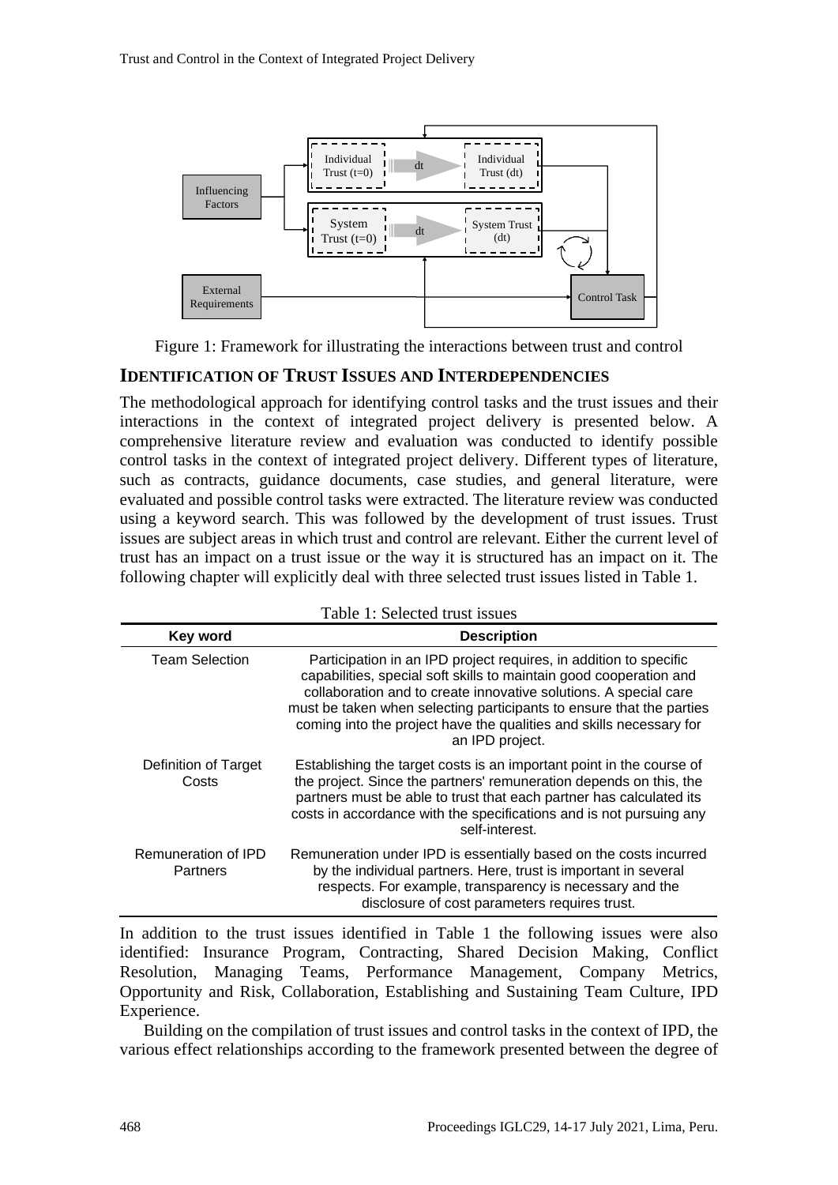Figure 1: Framework for illustrating the interactions between trust and control

## IDENTIFICATION OF TRUST ISSUES AND INTERDEPENDENCIES

The methodological approach for identifying control tasks and the trust issues and their interactions in the context of integrated project delivery is presented below. A comprehensive literature review and evaluation was conducted to identify possible control tasks in the context of integrated project delivery. Different types of literature, such as contracts, guidance documents, case studies, and general literature, were evaluated and possible control tasks were extracted. The literature review was conducted using a keyword search. This was followed by the development of trust issues. Trust issues are subject areas in which trust and control are relevant. Either the current level of trust has an impact on a trust issue or the way it is structured has an impact on it. The following chapter will explicitly deal with three selected trust issues listed in Table 1.

Table 1: Selected trust issues

| Key word | Description |
|---|---|
| Team Selection | Participation in an IPD project requires, in addition to specific capabilities, special soft skills to maintain good cooperation and collaboration and to create innovative solutions. A special care must be taken when selecting participants to ensure that the parties coming into the project have the qualities and skills necessary for an IPD project. |
| Definition of Target Costs | Establishing the target costs is an important point in the course of the project. Since the partners' remuneration depends on this, the partners must be able to trust that each partner has calculated its costs in accordance with the specifications and is not pursuing any self-interest. |
| Remuneration of IPD Partners | Remuneration under IPD is essentially based on the costs incurred by the individual partners. Here, trust is important in several respects. For example, transparency is necessary and the disclosure of cost parameters requires trust. |

In addition to the trust issues identified in Table 1 the following issues were also identified: Insurance Program, Contracting, Shared Decision Making, Conflict Resolution, Managing Teams, Performance Management, Company Metrics, Opportunity and Risk, Collaboration, Establishing and Sustaining Team Culture, IPD Experience.

Building on the compilation of trust issues and control tasks in the context of IPD, the various effect relationships according to the framework presented between the degree of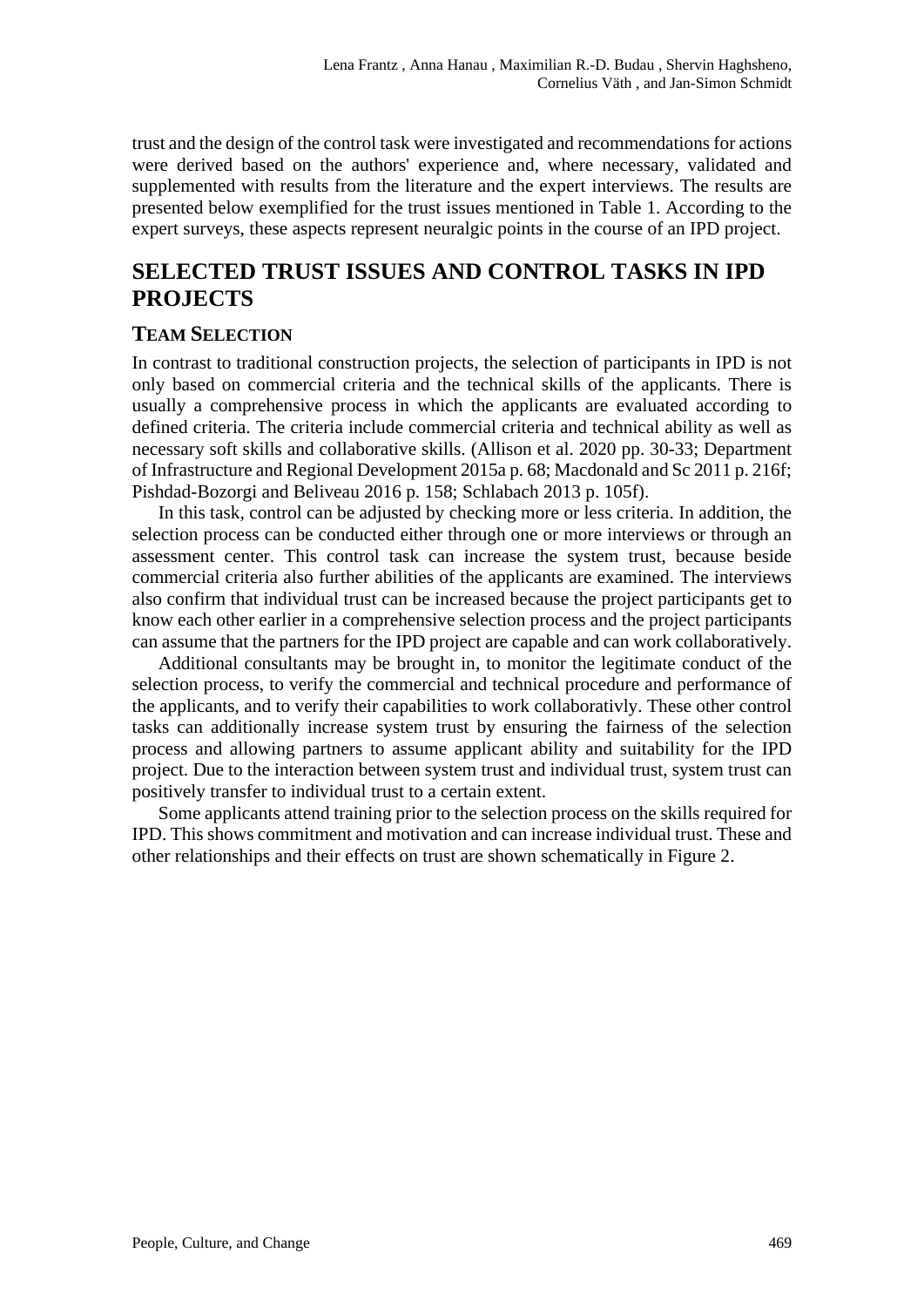trust and the design of the control task were investigated and recommendations for actions were derived based on the authors' experience and, where necessary, validated and supplemented with results from the literature and the expert interviews. The results are presented below exemplified for the trust issues mentioned in Table 1. According to the expert surveys, these aspects represent neuralgic points in the course of an IPD project.

## SELECTED TRUST ISSUES AND CONTROL TASKS IN IPD PROJECTS

### TEAM SELECTION

In contrast to traditional construction projects, the selection of participants in IPD is not only based on commercial criteria and the technical skills of the applicants. There is usually a comprehensive process in which the applicants are evaluated according to defined criteria. The criteria include commercial criteria and technical ability as well as necessary soft skills and collaborative skills. (Allison et al. 2020 pp. 30-33; Department of Infrastructure and Regional Development 2015a p. 68; Macdonald and Sc 2011 p. 216f; Pishdad-Bozorgi and Beliveau 2016 p. 158; Schlabach 2013 p. 105f).

In this task, control can be adjusted by checking more or less criteria. In addition, the selection process can be conducted either through one or more interviews or through an assessment center. This control task can increase the system trust, because beside commercial criteria also further abilities of the applicants are examined. The interviews also confirm that individual trust can be increased because the project participants get to know each other earlier in a comprehensive selection process and the project participants can assume that the partners for the IPD project are capable and can work collaboratively.

Additional consultants may be brought in, to monitor the legitimate conduct of the selection process, to verify the commercial and technical procedure and performance of the applicants, and to verify their capabilities to work collaborativly. These other control tasks can additionally increase system trust by ensuring the fairness of the selection process and allowing partners to assume applicant ability and suitability for the IPD project. Due to the interaction between system trust and individual trust, system trust can positively transfer to individual trust to a certain extent.

Some applicants attend training prior to the selection process on the skills required for IPD. This shows commitment and motivation and can increase individual trust. These and other relationships and their effects on trust are shown schematically in Figure 2.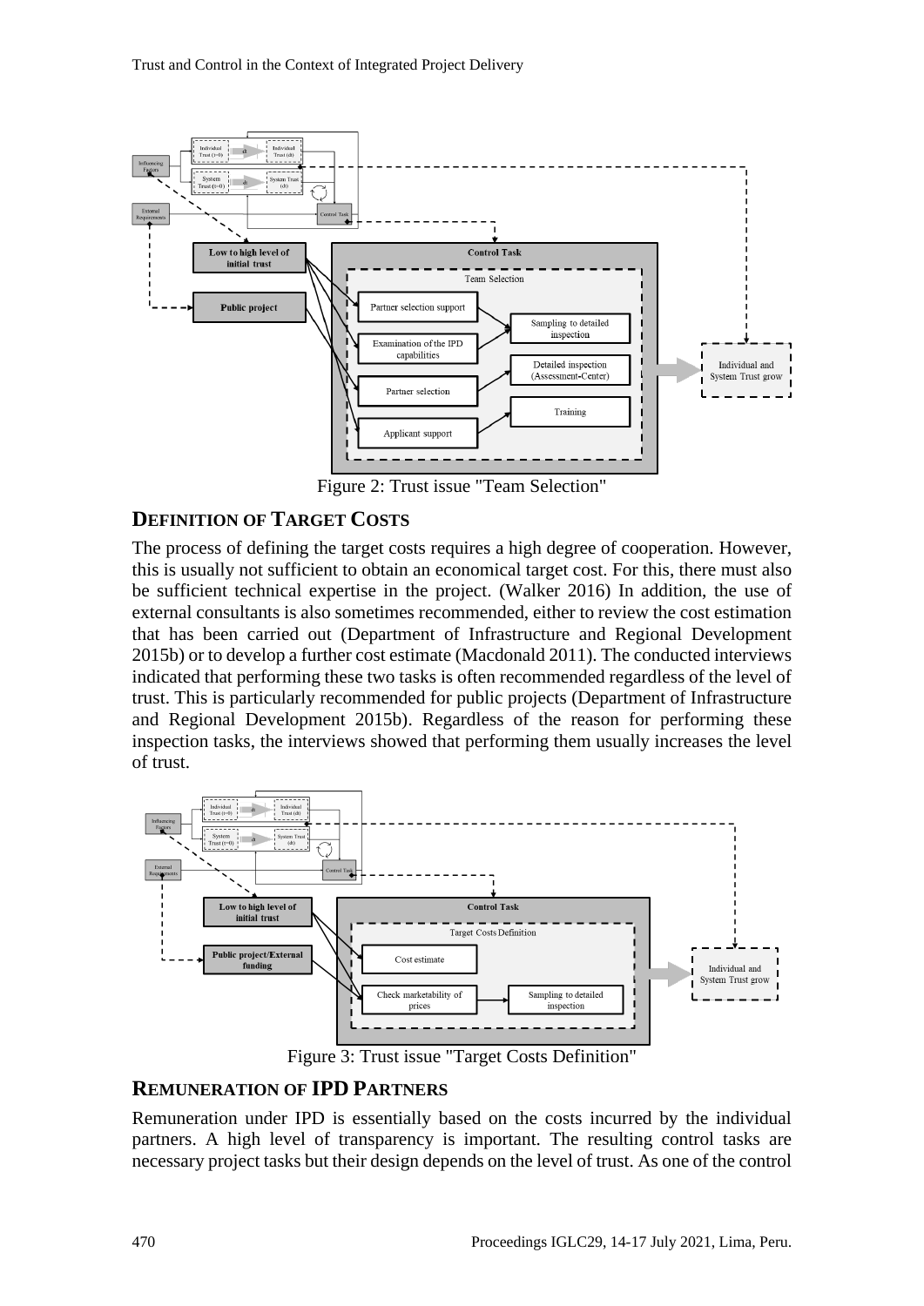Figure 2: Trust issue "Team Selection"

## DEFINITION OF TARGET COSTS

The process of defining the target costs requires a high degree of cooperation. However, this is usually not sufficient to obtain an economical target cost. For this, there must also be sufficient technical expertise in the project. (Walker 2016) In addition, the use of external consultants is also sometimes recommended, either to review the cost estimation that has been carried out (Department of Infrastructure and Regional Development 2015b) or to develop a further cost estimate (Macdonald 2011). The conducted interviews indicated that performing these two tasks is often recommended regardless of the level of trust. This is particularly recommended for public projects (Department of Infrastructure and Regional Development 2015b). Regardless of the reason for performing these inspection tasks, the interviews showed that performing them usually increases the level of trust.

Figure 3: Trust issue "Target Costs Definition"

## REMUNERATION OF IPD PARTNERS

Remuneration under IPD is essentially based on the costs incurred by the individual partners. A high level of transparency is important. The resulting control tasks are necessary project tasks but their design depends on the level of trust. As one of the control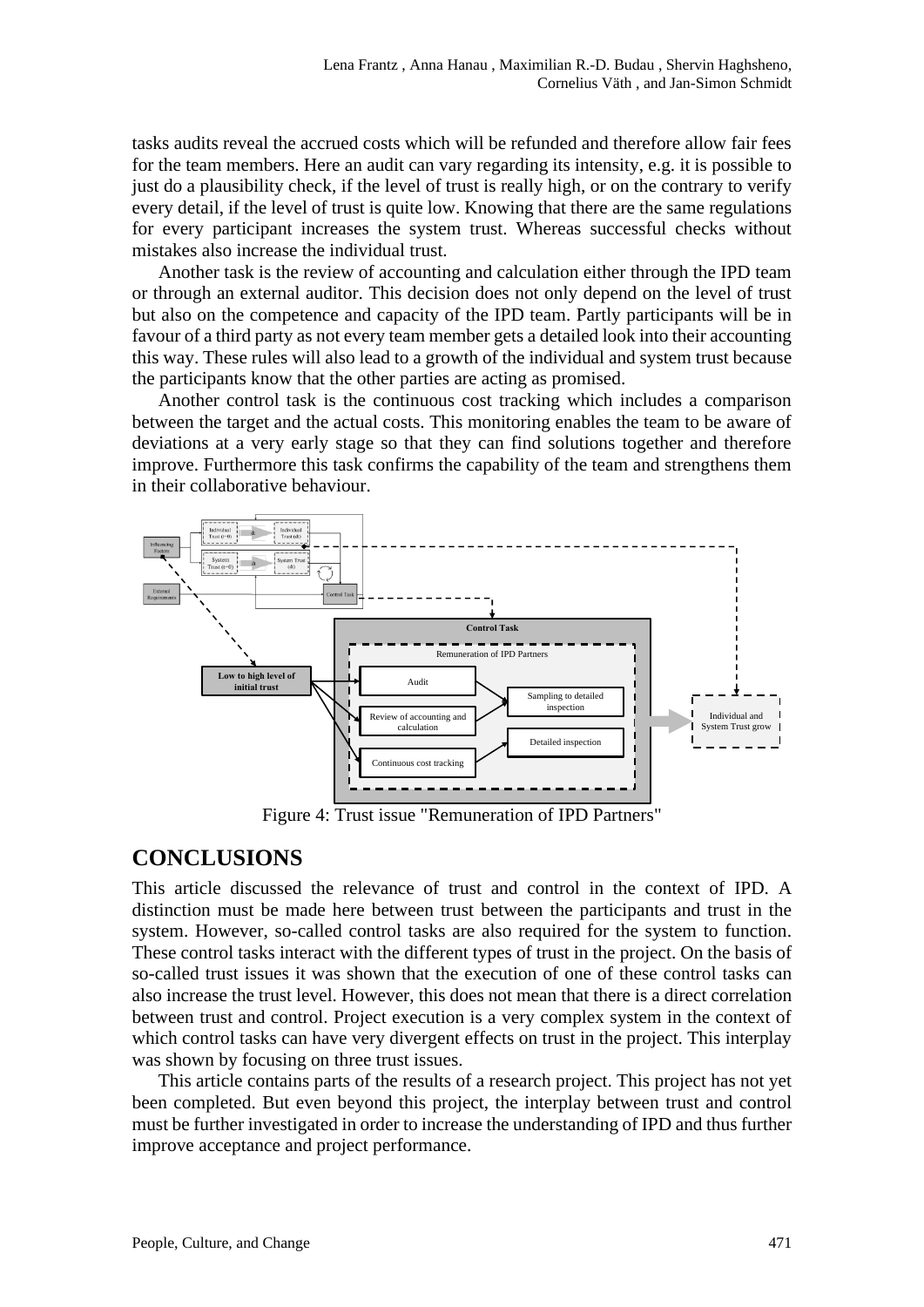tasks audits reveal the accrued costs which will be refunded and therefore allow fair fees for the team members. Here an audit can vary regarding its intensity, e.g. it is possible to just do a plausibility check, if the level of trust is really high, or on the contrary to verify every detail, if the level of trust is quite low. Knowing that there are the same regulations for every participant increases the system trust. Whereas successful checks without mistakes also increase the individual trust.

Another task is the review of accounting and calculation either through the IPD team or through an external auditor. This decision does not only depend on the level of trust but also on the competence and capacity of the IPD team. Partly participants will be in favour of a third party as not every team member gets a detailed look into their accounting this way. These rules will also lead to a growth of the individual and system trust because the participants know that the other parties are acting as promised.

Another control task is the continuous cost tracking which includes a comparison between the target and the actual costs. This monitoring enables the team to be aware of deviations at a very early stage so that they can find solutions together and therefore improve. Furthermore this task confirms the capability of the team and strengthens them in their collaborative behaviour.

Figure 4: Trust issue "Remuneration of IPD Partners"

## CONCLUSIONS

This article discussed the relevance of trust and control in the context of IPD. A distinction must be made here between trust between the participants and trust in the system. However, so-called control tasks are also required for the system to function. These control tasks interact with the different types of trust in the project. On the basis of so-called trust issues it was shown that the execution of one of these control tasks can also increase the trust level. However, this does not mean that there is a direct correlation between trust and control. Project execution is a very complex system in the context of which control tasks can have very divergent effects on trust in the project. This interplay was shown by focusing on three trust issues.

This article contains parts of the results of a research project. This project has not yet been completed. But even beyond this project, the interplay between trust and control must be further investigated in order to increase the understanding of IPD and thus further improve acceptance and project performance.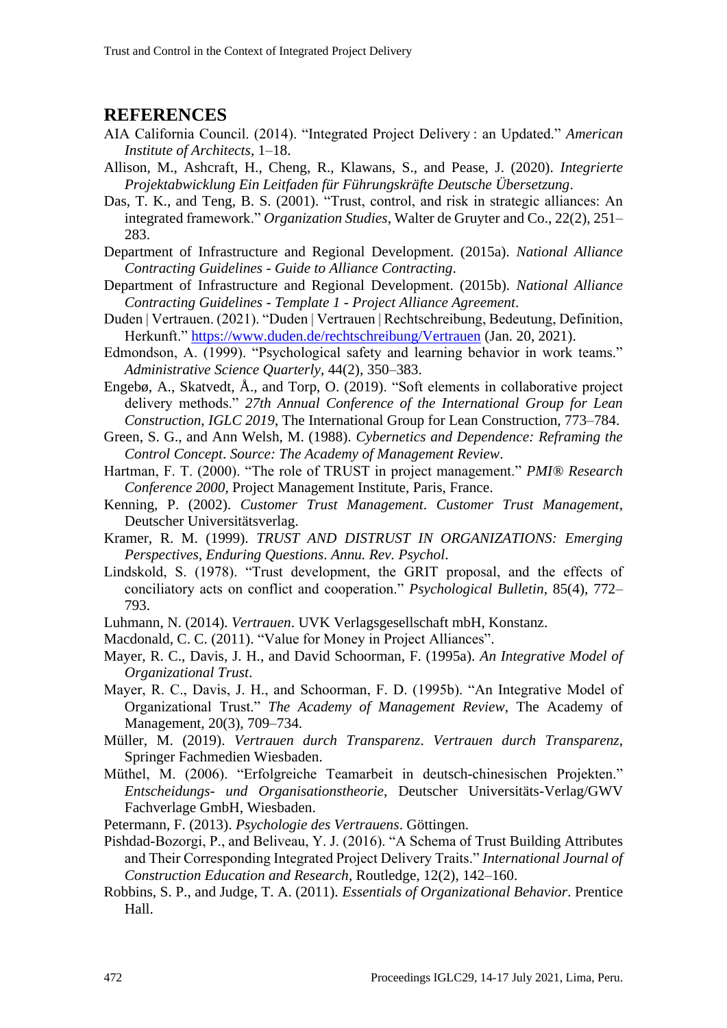## REFERENCES

AIA California Council. (2014). "Integrated Project Delivery : an Updated." *American Institute of Architects*, 1–18.

Allison, M., Ashcraft, H., Cheng, R., Klawans, S., and Pease, J. (2020). *Integrierte Projektabwicklung Ein Leitfaden für Führungskräfte Deutsche Übersetzung*.

Das, T. K., and Teng, B. S. (2001). "Trust, control, and risk in strategic alliances: An integrated framework." *Organization Studies*, Walter de Gruyter and Co., 22(2), 251–283.

Department of Infrastructure and Regional Development. (2015a). *National Alliance Contracting Guidelines - Guide to Alliance Contracting*.

Department of Infrastructure and Regional Development. (2015b). *National Alliance Contracting Guidelines - Template 1 - Project Alliance Agreement*.

Duden | Vertrauen. (2021). "Duden | Vertrauen | Rechtschreibung, Bedeutung, Definition, Herkunft." https://www.duden.de/rechtschreibung/Vertrauen (Jan. 20, 2021).

Edmondson, A. (1999). "Psychological safety and learning behavior in work teams." *Administrative Science Quarterly*, 44(2), 350–383.

Engebø, A., Skatvedt, Å., and Torp, O. (2019). "Soft elements in collaborative project delivery methods." *27th Annual Conference of the International Group for Lean Construction, IGLC 2019*, The International Group for Lean Construction, 773–784.

Green, S. G., and Ann Welsh, M. (1988). *Cybernetics and Dependence: Reframing the Control Concept*. *Source: The Academy of Management Review*.

Hartman, F. T. (2000). "The role of TRUST in project management." *PMI® Research Conference 2000*, Project Management Institute, Paris, France.

Kenning, P. (2002). *Customer Trust Management*. *Customer Trust Management*, Deutscher Universitätsverlag.

Kramer, R. M. (1999). *TRUST AND DISTRUST IN ORGANIZATIONS: Emerging Perspectives, Enduring Questions*. *Annu. Rev. Psychol*.

Lindskold, S. (1978). "Trust development, the GRIT proposal, and the effects of conciliatory acts on conflict and cooperation." *Psychological Bulletin*, 85(4), 772–793.

Luhmann, N. (2014). *Vertrauen*. UVK Verlagsgesellschaft mbH, Konstanz.

Macdonald, C. C. (2011). "Value for Money in Project Alliances".

Mayer, R. C., Davis, J. H., and David Schoorman, F. (1995a). *An Integrative Model of Organizational Trust*.

Mayer, R. C., Davis, J. H., and Schoorman, F. D. (1995b). "An Integrative Model of Organizational Trust." *The Academy of Management Review*, The Academy of Management, 20(3), 709–734.

Müller, M. (2019). *Vertrauen durch Transparenz*. *Vertrauen durch Transparenz*, Springer Fachmedien Wiesbaden.

Müthel, M. (2006). "Erfolgreiche Teamarbeit in deutsch-chinesischen Projekten." *Entscheidungs- und Organisationstheorie*, Deutscher Universitäts-Verlag/GWV Fachverlage GmbH, Wiesbaden.

Petermann, F. (2013). *Psychologie des Vertrauens*. Göttingen.

Pishdad-Bozorgi, P., and Beliveau, Y. J. (2016). "A Schema of Trust Building Attributes and Their Corresponding Integrated Project Delivery Traits." *International Journal of Construction Education and Research*, Routledge, 12(2), 142–160.

Robbins, S. P., and Judge, T. A. (2011). *Essentials of Organizational Behavior*. Prentice Hall.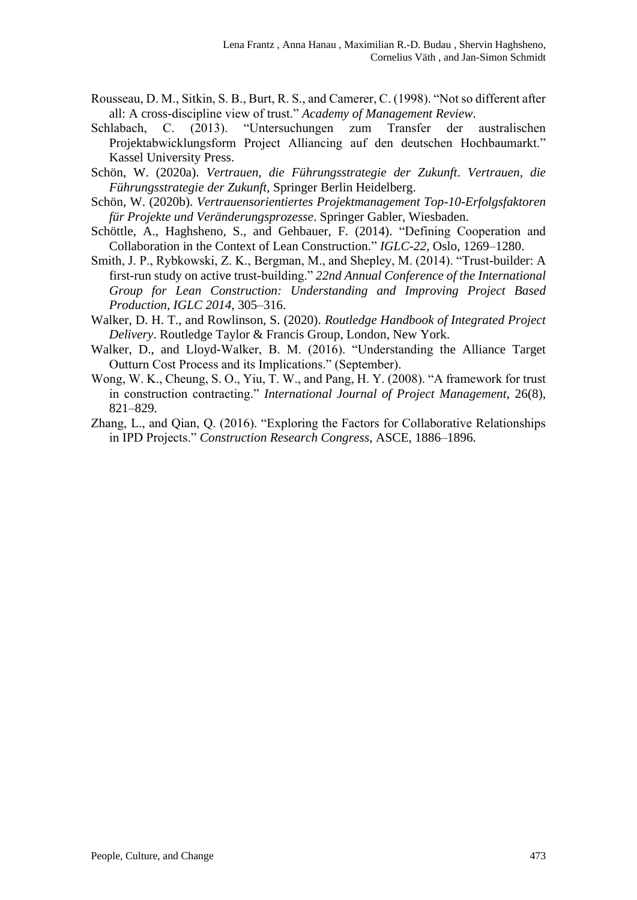Rousseau, D. M., Sitkin, S. B., Burt, R. S., and Camerer, C. (1998). "Not so different after all: A cross-discipline view of trust." *Academy of Management Review*.

Schlabach, C. (2013). "Untersuchungen zum Transfer der australischen Projektabwicklungsform Project Alliancing auf den deutschen Hochbaumarkt." Kassel University Press.

Schön, W. (2020a). *Vertrauen, die Führungsstrategie der Zukunft*. *Vertrauen, die Führungsstrategie der Zukunft*, Springer Berlin Heidelberg.

Schön, W. (2020b). *Vertrauensorientiertes Projektmanagement Top-10-Erfolgsfaktoren für Projekte und Veränderungsprozesse*. Springer Gabler, Wiesbaden.

Schöttle, A., Haghsheno, S., and Gehbauer, F. (2014). "Defining Cooperation and Collaboration in the Context of Lean Construction." *IGLC-22*, Oslo, 1269–1280.

Smith, J. P., Rybkowski, Z. K., Bergman, M., and Shepley, M. (2014). "Trust-builder: A first-run study on active trust-building." *22nd Annual Conference of the International Group for Lean Construction: Understanding and Improving Project Based Production, IGLC 2014*, 305–316.

Walker, D. H. T., and Rowlinson, S. (2020). *Routledge Handbook of Integrated Project Delivery*. Routledge Taylor & Francis Group, London, New York.

Walker, D., and Lloyd-Walker, B. M. (2016). "Understanding the Alliance Target Outturn Cost Process and its Implications." (September).

Wong, W. K., Cheung, S. O., Yiu, T. W., and Pang, H. Y. (2008). "A framework for trust in construction contracting." *International Journal of Project Management*, 26(8), 821–829.

Zhang, L., and Qian, Q. (2016). "Exploring the Factors for Collaborative Relationships in IPD Projects." *Construction Research Congress*, ASCE, 1886–1896.